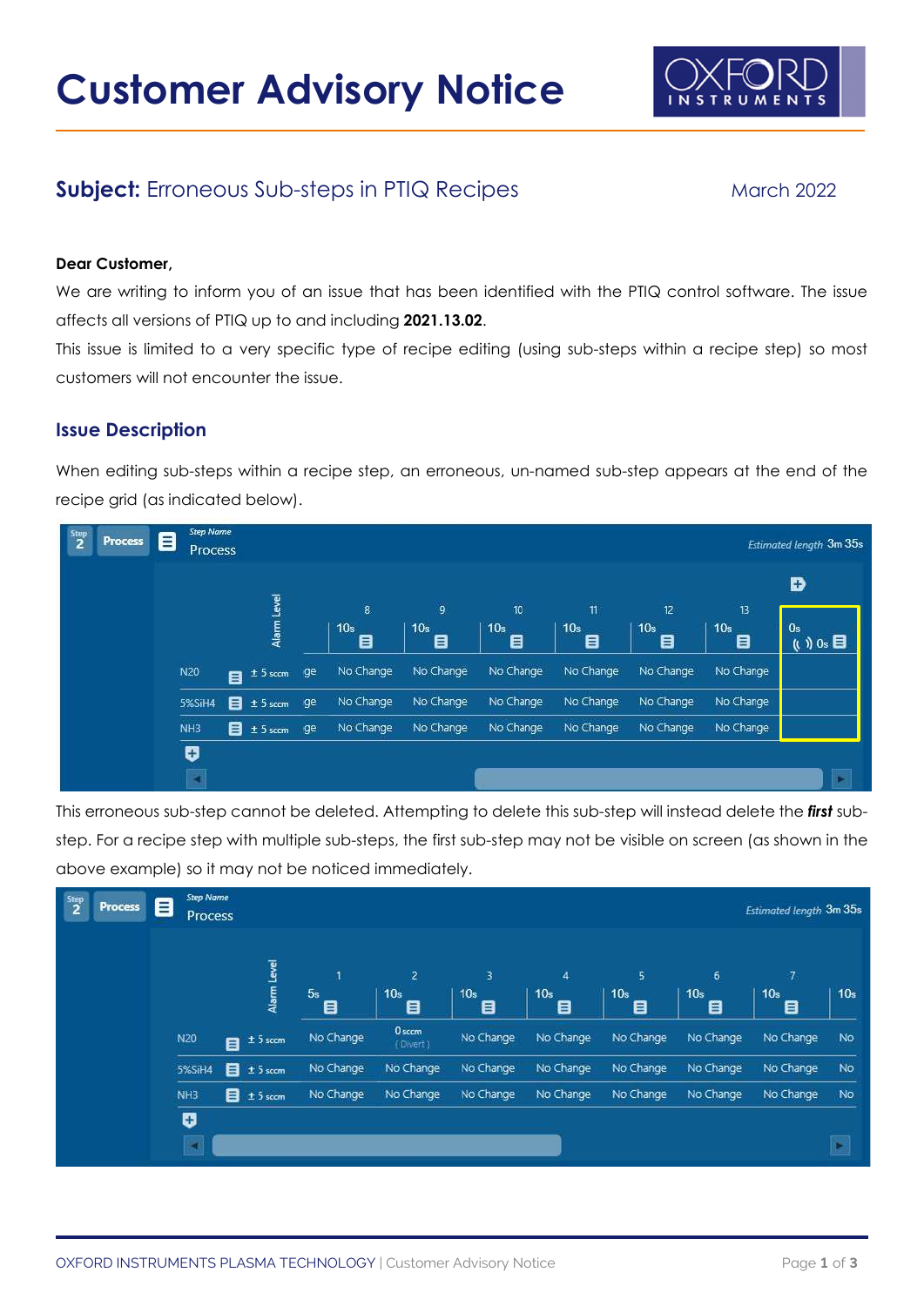# Customer Advisory Notice

## Subject: Erroneous Sub-steps in PTIQ Recipes

March 2022

**Dear Customer,**

We are writing to inform you of an issue that has been identified with the PTIQ control software. The issue affects all versions of PTIQ up to and including **2021.13.02**.

This issue is limited to a very specific type of recipe editing (using sub-steps within a recipe step) so most customers will not encounter the issue.

### Issue Description

When editing sub-steps within a recipe step, an erroneous, un-named sub-step appears at the end of the recipe grid (as indicated below).

| Step 2 | Process | Step Name: Process | | | | | | | Estimated length 3m 35s |
|---|---|---|---|---|---|---|---|---|---|
| | Alarm Level | | 8 | 9 | 10 | 11 | 12 | 13 | |
| | | | 10s | 10s | 10s | 10s | 10s | 10s | 0s (( )) 0s |
| N20 | ± 5 sccm | ge | No Change | No Change | No Change | No Change | No Change | No Change | |
| 5%SiH4 | ± 5 sccm | ge | No Change | No Change | No Change | No Change | No Change | No Change | |
| NH3 | ± 5 sccm | ge | No Change | No Change | No Change | No Change | No Change | No Change | |

This erroneous sub-step cannot be deleted. Attempting to delete this sub-step will instead delete the ***first*** sub-step. For a recipe step with multiple sub-steps, the first sub-step may not be visible on screen (as shown in the above example) so it may not be noticed immediately.

| Step 2 | Process | Step Name: Process | | | | | | Estimated length 3m 35s |
|---|---|---|---|---|---|---|---|---|
| | Alarm Level | 1 | 2 | 3 | 4 | 5 | 6 | 7 | |
| | | 5s | 10s | 10s | 10s | 10s | 10s | 10s | 10s |
| N20 | ± 5 sccm | No Change | 0 sccm (Divert) | No Change | No Change | No Change | No Change | No Change | No |
| 5%SiH4 | ± 5 sccm | No Change | No Change | No Change | No Change | No Change | No Change | No Change | No |
| NH3 | ± 5 sccm | No Change | No Change | No Change | No Change | No Change | No Change | No Change | No |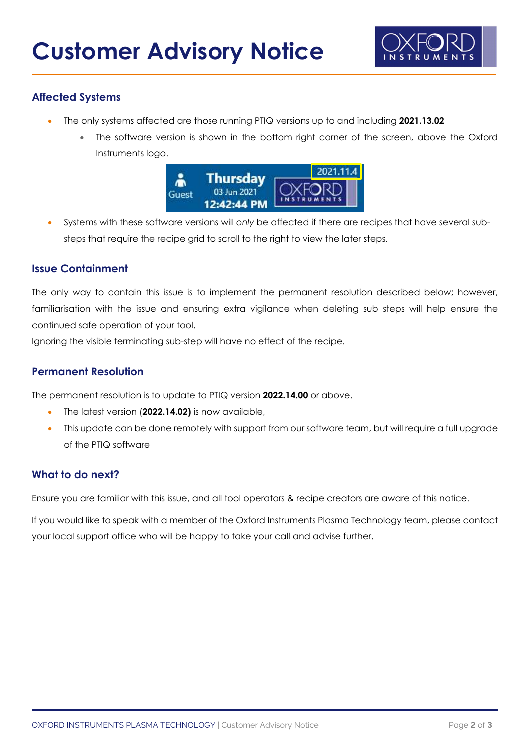# Customer Advisory Notice

## Affected Systems

- The only systems affected are those running PTIQ versions up to and including **2021.13.02**
    - The software version is shown in the bottom right corner of the screen, above the Oxford Instruments logo.
- Systems with these software versions will *only* be affected if there are recipes that have several sub-steps that require the recipe grid to scroll to the right to view the later steps.

## Issue Containment

The only way to contain this issue is to implement the permanent resolution described below; however, familiarisation with the issue and ensuring extra vigilance when deleting sub steps will help ensure the continued safe operation of your tool.

Ignoring the visible terminating sub-step will have no effect of the recipe.

## Permanent Resolution

The permanent resolution is to update to PTIQ version **2022.14.00** or above.

- The latest version (**2022.14.02)** is now available,
- This update can be done remotely with support from our software team, but will require a full upgrade of the PTIQ software

## What to do next?

Ensure you are familiar with this issue, and all tool operators & recipe creators are aware of this notice.

If you would like to speak with a member of the Oxford Instruments Plasma Technology team, please contact your local support office who will be happy to take your call and advise further.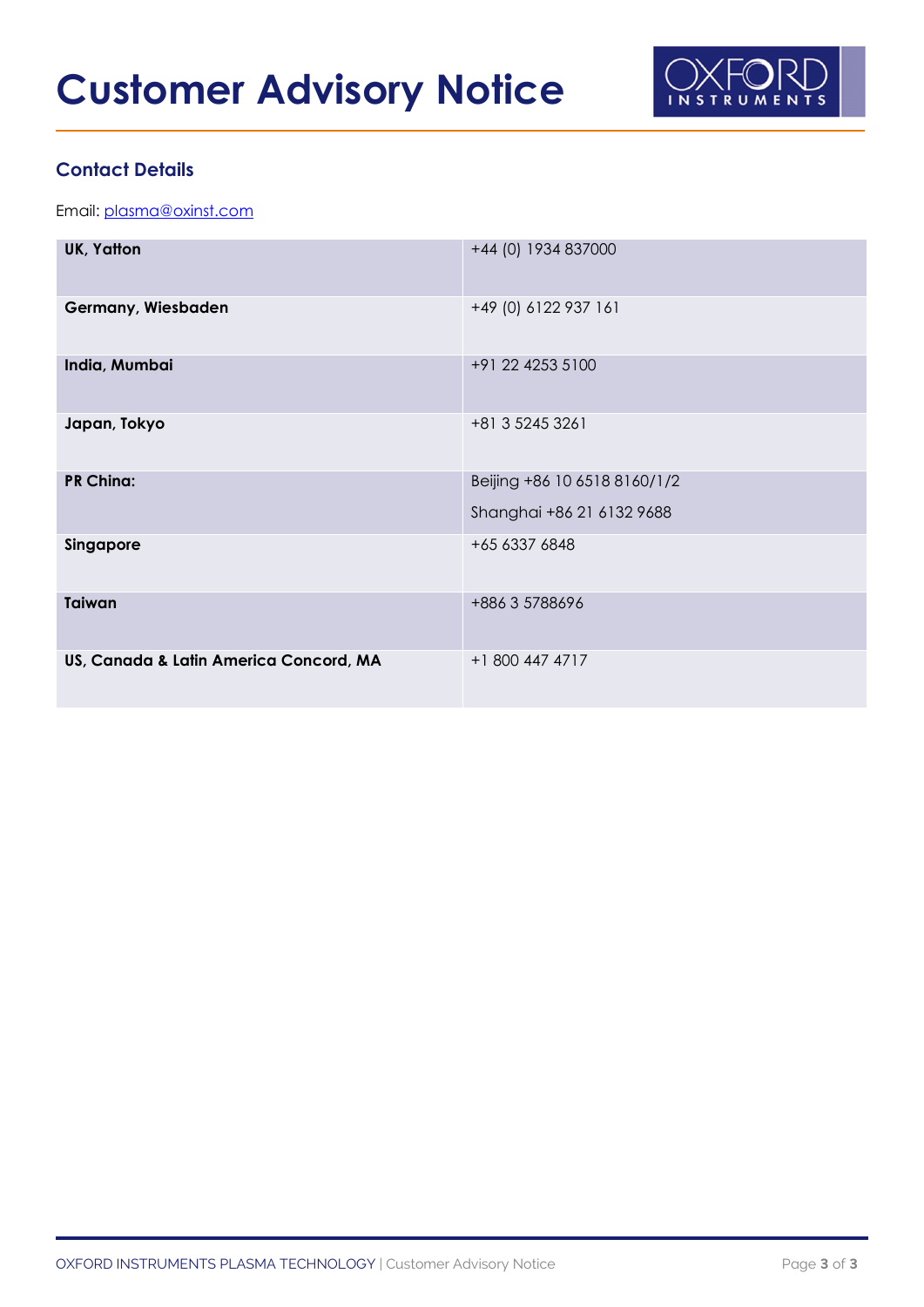# Customer Advisory Notice

## Contact Details

Email: plasma@oxinst.com

| | |
|---|---|
| **UK, Yatton** | +44 (0) 1934 837000 |
| **Germany, Wiesbaden** | +49 (0) 6122 937 161 |
| **India, Mumbai** | +91 22 4253 5100 |
| **Japan, Tokyo** | +81 3 5245 3261 |
| **PR China:** | Beijing +86 10 6518 8160/1/2<br>Shanghai +86 21 6132 9688 |
| **Singapore** | +65 6337 6848 |
| **Taiwan** | +886 3 5788696 |
| **US, Canada & Latin America Concord, MA** | +1 800 447 4717 |